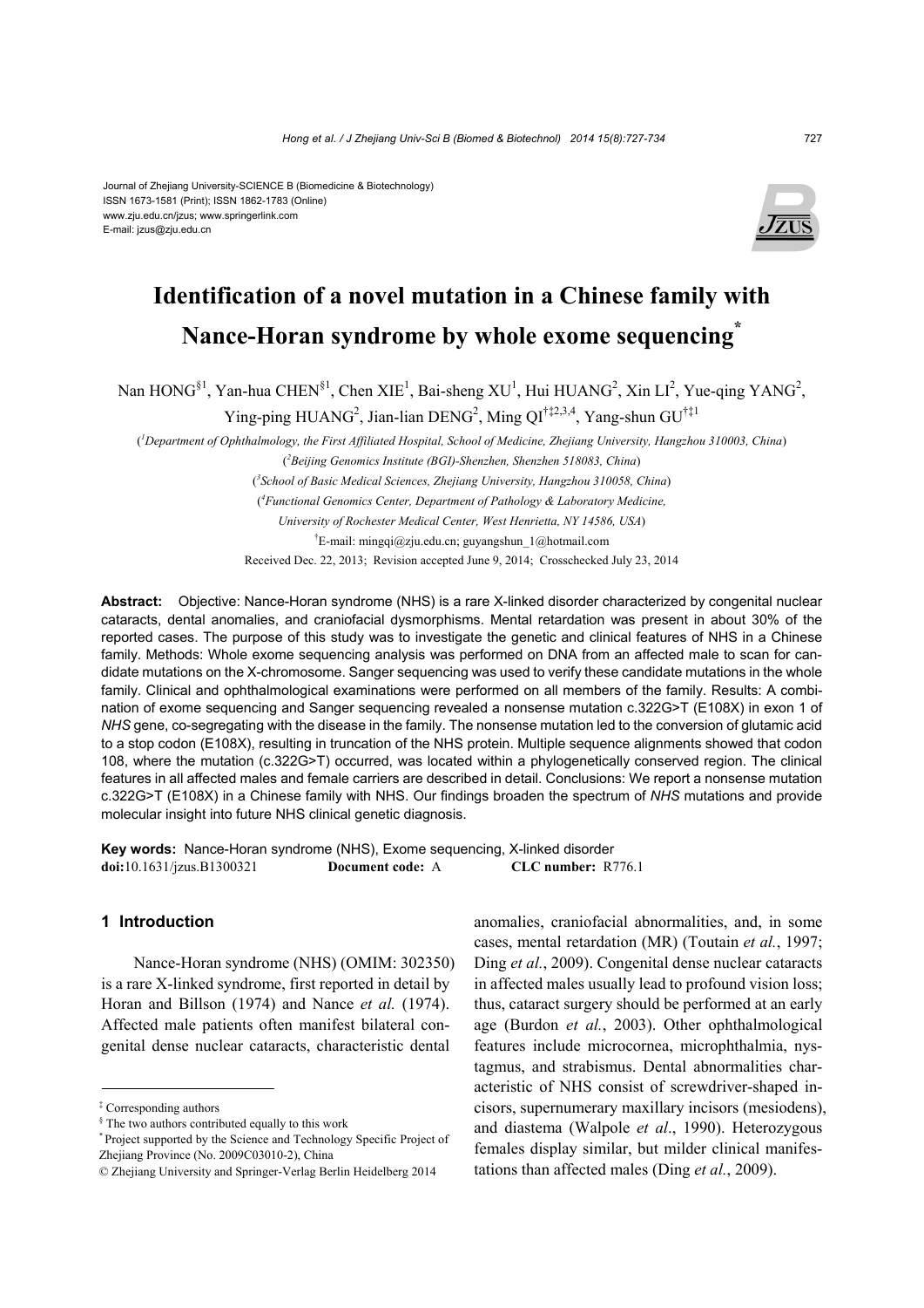Journal of Zhejiang University-SCIENCE B (Biomedicine & Biotechnology)
ISSN 1673-1581 (Print); ISSN 1862-1783 (Online)
www.zju.edu.cn/jzus; www.springerlink.com
E-mail: jzus@zju.edu.cn

# Identification of a novel mutation in a Chinese family with Nance-Horan syndrome by whole exome sequencing*

Nan HONG[§1], Yan-hua CHEN[§1], Chen XIE[1], Bai-sheng XU[1], Hui HUANG[2], Xin LI[2], Yue-qing YANG[2], Ying-ping HUANG[2], Jian-lian DENG[2], Ming QI[†‡2,3,4], Yang-shun GU[†‡1]

([1]*Department of Ophthalmology, the First Affiliated Hospital, School of Medicine, Zhejiang University, Hangzhou 310003, China*)

([2]*Beijing Genomics Institute (BGI)-Shenzhen, Shenzhen 518083, China*)

([3]*School of Basic Medical Sciences, Zhejiang University, Hangzhou 310058, China*)

([4]*Functional Genomics Center, Department of Pathology & Laboratory Medicine, University of Rochester Medical Center, West Henrietta, NY 14586, USA*)

[†]E-mail: mingqi@zju.edu.cn; guyangshun_1@hotmail.com

Received Dec. 22, 2013; Revision accepted June 9, 2014; Crosschecked July 23, 2014

**Abstract:** Objective: Nance-Horan syndrome (NHS) is a rare X-linked disorder characterized by congenital nuclear cataracts, dental anomalies, and craniofacial dysmorphisms. Mental retardation was present in about 30% of the reported cases. The purpose of this study was to investigate the genetic and clinical features of NHS in a Chinese family. Methods: Whole exome sequencing analysis was performed on DNA from an affected male to scan for candidate mutations on the X-chromosome. Sanger sequencing was used to verify these candidate mutations in the whole family. Clinical and ophthalmological examinations were performed on all members of the family. Results: A combination of exome sequencing and Sanger sequencing revealed a nonsense mutation c.322G>T (E108X) in exon 1 of *NHS* gene, co-segregating with the disease in the family. The nonsense mutation led to the conversion of glutamic acid to a stop codon (E108X), resulting in truncation of the NHS protein. Multiple sequence alignments showed that codon 108, where the mutation (c.322G>T) occurred, was located within a phylogenetically conserved region. The clinical features in all affected males and female carriers are described in detail. Conclusions: We report a nonsense mutation c.322G>T (E108X) in a Chinese family with NHS. Our findings broaden the spectrum of *NHS* mutations and provide molecular insight into future NHS clinical genetic diagnosis.

**Key words:** Nance-Horan syndrome (NHS), Exome sequencing, X-linked disorder
**doi:**10.1631/jzus.B1300321 **Document code:** A **CLC number:** R776.1

## 1 Introduction

Nance-Horan syndrome (NHS) (OMIM: 302350) is a rare X-linked syndrome, first reported in detail by Horan and Billson (1974) and Nance *et al.* (1974). Affected male patients often manifest bilateral congenital dense nuclear cataracts, characteristic dental anomalies, craniofacial abnormalities, and, in some cases, mental retardation (MR) (Toutain *et al.*, 1997; Ding *et al.*, 2009). Congenital dense nuclear cataracts in affected males usually lead to profound vision loss; thus, cataract surgery should be performed at an early age (Burdon *et al.*, 2003). Other ophthalmological features include microcornea, microphthalmia, nystagmus, and strabismus. Dental abnormalities characteristic of NHS consist of screwdriver-shaped incisors, supernumerary maxillary incisors (mesiodens), and diastema (Walpole *et al*., 1990). Heterozygous females display similar, but milder clinical manifestations than affected males (Ding *et al.*, 2009).

---

[‡] Corresponding authors

[§] The two authors contributed equally to this work

[*] Project supported by the Science and Technology Specific Project of Zhejiang Province (No. 2009C03010-2), China

© Zhejiang University and Springer-Verlag Berlin Heidelberg 2014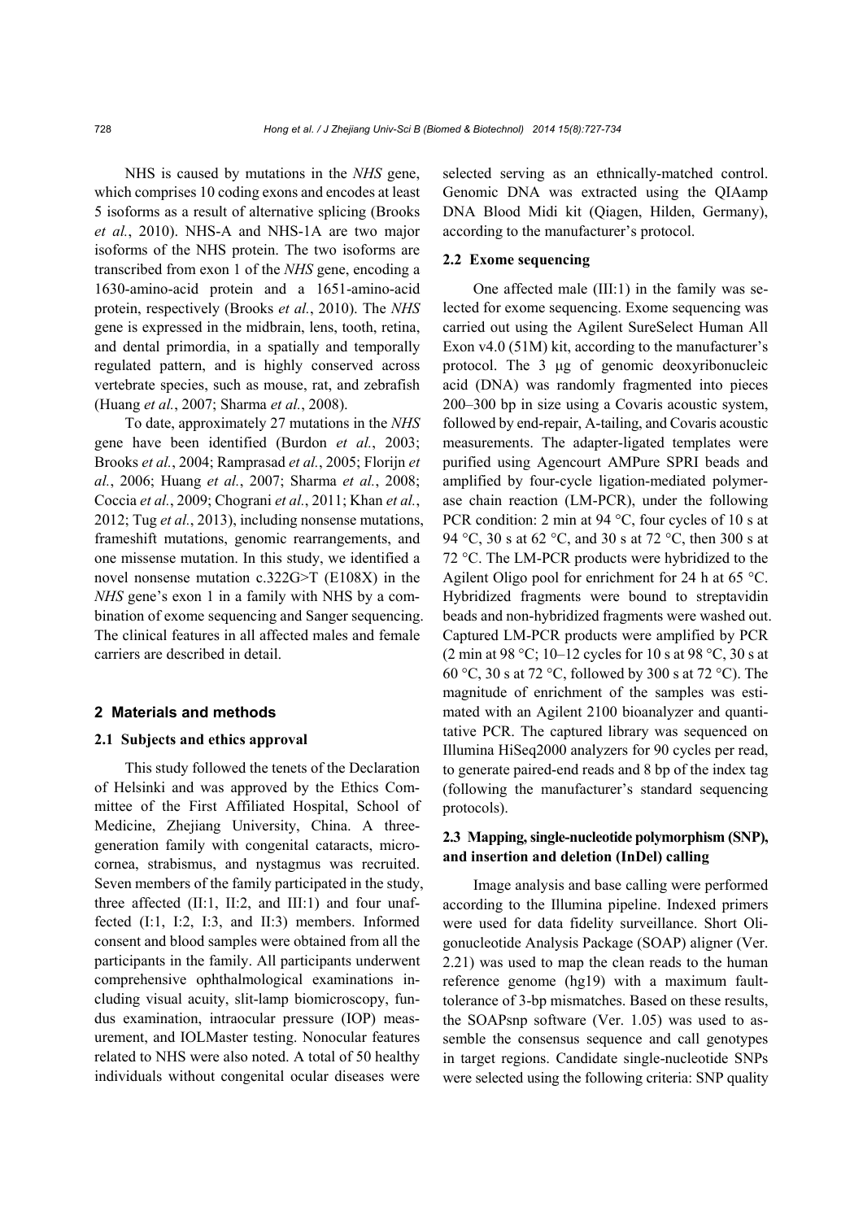NHS is caused by mutations in the *NHS* gene, which comprises 10 coding exons and encodes at least 5 isoforms as a result of alternative splicing (Brooks *et al.*, 2010). NHS-A and NHS-1A are two major isoforms of the NHS protein. The two isoforms are transcribed from exon 1 of the *NHS* gene, encoding a 1630-amino-acid protein and a 1651-amino-acid protein, respectively (Brooks *et al.*, 2010). The *NHS* gene is expressed in the midbrain, lens, tooth, retina, and dental primordia, in a spatially and temporally regulated pattern, and is highly conserved across vertebrate species, such as mouse, rat, and zebrafish (Huang *et al.*, 2007; Sharma *et al.*, 2008).

To date, approximately 27 mutations in the *NHS* gene have been identified (Burdon *et al.*, 2003; Brooks *et al.*, 2004; Ramprasad *et al.*, 2005; Florijn *et al.*, 2006; Huang *et al.*, 2007; Sharma *et al.*, 2008; Coccia *et al.*, 2009; Chograni *et al.*, 2011; Khan *et al.*, 2012; Tug *et al.*, 2013), including nonsense mutations, frameshift mutations, genomic rearrangements, and one missense mutation. In this study, we identified a novel nonsense mutation c.322G>T (E108X) in the *NHS* gene's exon 1 in a family with NHS by a combination of exome sequencing and Sanger sequencing. The clinical features in all affected males and female carriers are described in detail.

## 2 Materials and methods

### 2.1 Subjects and ethics approval

This study followed the tenets of the Declaration of Helsinki and was approved by the Ethics Committee of the First Affiliated Hospital, School of Medicine, Zhejiang University, China. A three-generation family with congenital cataracts, microcornea, strabismus, and nystagmus was recruited. Seven members of the family participated in the study, three affected (II:1, II:2, and III:1) and four unaffected (I:1, I:2, I:3, and II:3) members. Informed consent and blood samples were obtained from all the participants in the family. All participants underwent comprehensive ophthalmological examinations including visual acuity, slit-lamp biomicroscopy, fundus examination, intraocular pressure (IOP) measurement, and IOLMaster testing. Nonocular features related to NHS were also noted. A total of 50 healthy individuals without congenital ocular diseases were selected serving as an ethnically-matched control. Genomic DNA was extracted using the QIAamp DNA Blood Midi kit (Qiagen, Hilden, Germany), according to the manufacturer's protocol.

### 2.2 Exome sequencing

One affected male (III:1) in the family was selected for exome sequencing. Exome sequencing was carried out using the Agilent SureSelect Human All Exon v4.0 (51M) kit, according to the manufacturer's protocol. The 3 μg of genomic deoxyribonucleic acid (DNA) was randomly fragmented into pieces 200–300 bp in size using a Covaris acoustic system, followed by end-repair, A-tailing, and Covaris acoustic measurements. The adapter-ligated templates were purified using Agencourt AMPure SPRI beads and amplified by four-cycle ligation-mediated polymerase chain reaction (LM-PCR), under the following PCR condition: 2 min at 94 °C, four cycles of 10 s at 94 °C, 30 s at 62 °C, and 30 s at 72 °C, then 300 s at 72 °C. The LM-PCR products were hybridized to the Agilent Oligo pool for enrichment for 24 h at 65 °C. Hybridized fragments were bound to streptavidin beads and non-hybridized fragments were washed out. Captured LM-PCR products were amplified by PCR (2 min at 98 °C; 10–12 cycles for 10 s at 98 °C, 30 s at 60 °C, 30 s at 72 °C, followed by 300 s at 72 °C). The magnitude of enrichment of the samples was estimated with an Agilent 2100 bioanalyzer and quantitative PCR. The captured library was sequenced on Illumina HiSeq2000 analyzers for 90 cycles per read, to generate paired-end reads and 8 bp of the index tag (following the manufacturer's standard sequencing protocols).

### 2.3 Mapping, single-nucleotide polymorphism (SNP), and insertion and deletion (InDel) calling

Image analysis and base calling were performed according to the Illumina pipeline. Indexed primers were used for data fidelity surveillance. Short Oligonucleotide Analysis Package (SOAP) aligner (Ver. 2.21) was used to map the clean reads to the human reference genome (hg19) with a maximum fault-tolerance of 3-bp mismatches. Based on these results, the SOAPsnp software (Ver. 1.05) was used to assemble the consensus sequence and call genotypes in target regions. Candidate single-nucleotide SNPs were selected using the following criteria: SNP quality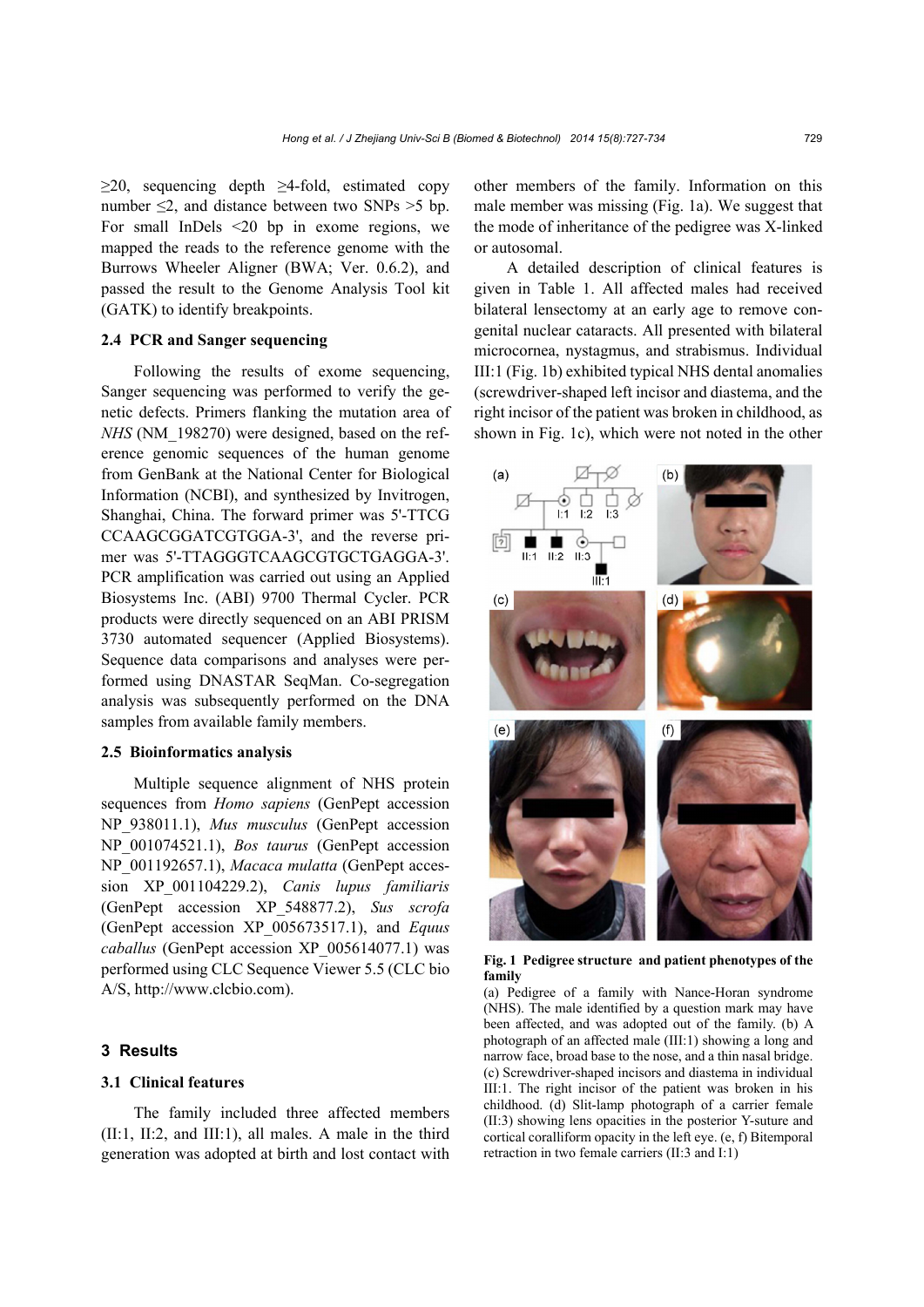≥20, sequencing depth ≥4-fold, estimated copy number ≤2, and distance between two SNPs >5 bp. For small InDels <20 bp in exome regions, we mapped the reads to the reference genome with the Burrows Wheeler Aligner (BWA; Ver. 0.6.2), and passed the result to the Genome Analysis Tool kit (GATK) to identify breakpoints.

### 2.4 PCR and Sanger sequencing

Following the results of exome sequencing, Sanger sequencing was performed to verify the genetic defects. Primers flanking the mutation area of *NHS* (NM_198270) were designed, based on the reference genomic sequences of the human genome from GenBank at the National Center for Biological Information (NCBI), and synthesized by Invitrogen, Shanghai, China. The forward primer was 5'-TTCGCCAAGCGGATCGTGGA-3', and the reverse primer was 5'-TTAGGGTCAAGCGTGCTGAGGA-3'. PCR amplification was carried out using an Applied Biosystems Inc. (ABI) 9700 Thermal Cycler. PCR products were directly sequenced on an ABI PRISM 3730 automated sequencer (Applied Biosystems). Sequence data comparisons and analyses were performed using DNASTAR SeqMan. Co-segregation analysis was subsequently performed on the DNA samples from available family members.

### 2.5 Bioinformatics analysis

Multiple sequence alignment of NHS protein sequences from *Homo sapiens* (GenPept accession NP_938011.1), *Mus musculus* (GenPept accession NP_001074521.1), *Bos taurus* (GenPept accession NP_001192657.1), *Macaca mulatta* (GenPept accession XP_001104229.2), *Canis lupus familiaris* (GenPept accession XP_548877.2), *Sus scrofa* (GenPept accession XP_005673517.1), and *Equus caballus* (GenPept accession XP_005614077.1) was performed using CLC Sequence Viewer 5.5 (CLC bio A/S, http://www.clcbio.com).

## 3 Results

### 3.1 Clinical features

The family included three affected members (II:1, II:2, and III:1), all males. A male in the third generation was adopted at birth and lost contact with other members of the family. Information on this male member was missing (Fig. 1a). We suggest that the mode of inheritance of the pedigree was X-linked or autosomal.

A detailed description of clinical features is given in Table 1. All affected males had received bilateral lensectomy at an early age to remove congenital nuclear cataracts. All presented with bilateral microcornea, nystagmus, and strabismus. Individual III:1 (Fig. 1b) exhibited typical NHS dental anomalies (screwdriver-shaped left incisor and diastema, and the right incisor of the patient was broken in childhood, as shown in Fig. 1c), which were not noted in the other

**Fig. 1 Pedigree structure and patient phenotypes of the family**

(a) Pedigree of a family with Nance-Horan syndrome (NHS). The male identified by a question mark may have been affected, and was adopted out of the family. (b) A photograph of an affected male (III:1) showing a long and narrow face, broad base to the nose, and a thin nasal bridge. (c) Screwdriver-shaped incisors and diastema in individual III:1. The right incisor of the patient was broken in his childhood. (d) Slit-lamp photograph of a carrier female (II:3) showing lens opacities in the posterior Y-suture and cortical coralliform opacity in the left eye. (e, f) Bitemporal retraction in two female carriers (II:3 and I:1)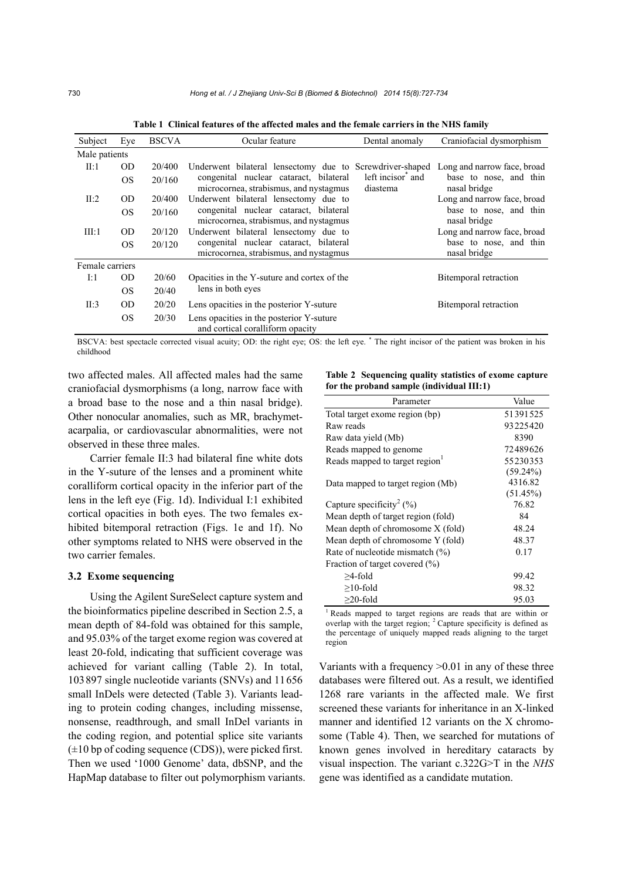**Table 1 Clinical features of the affected males and the female carriers in the NHS family**

| Subject | Eye | BSCVA | Ocular feature | Dental anomaly | Craniofacial dysmorphism |
|---|---|---|---|---|---|
| Male patients | | | | | |
| II:1 | OD | 20/400 | Underwent bilateral lensectomy due to congenital nuclear cataract, bilateral microcornea, strabismus, and nystagmus | Screwdriver-shaped left incisor* and diastema | Long and narrow face, broad base to nose, and thin nasal bridge |
| | OS | 20/160 | | | |
| II:2 | OD | 20/400 | Underwent bilateral lensectomy due to congenital nuclear cataract, bilateral microcornea, strabismus, and nystagmus | | Long and narrow face, broad base to nose, and thin nasal bridge |
| | OS | 20/160 | | | |
| III:1 | OD | 20/120 | Underwent bilateral lensectomy due to congenital nuclear cataract, bilateral microcornea, strabismus, and nystagmus | | Long and narrow face, broad base to nose, and thin nasal bridge |
| | OS | 20/120 | | | |
| Female carriers | | | | | |
| I:1 | OD | 20/60 | Opacities in the Y-suture and cortex of the lens in both eyes | | Bitemporal retraction |
| | OS | 20/40 | | | |
| II:3 | OD | 20/20 | Lens opacities in the posterior Y-suture | | Bitemporal retraction |
| | OS | 20/30 | Lens opacities in the posterior Y-suture and cortical coralliform opacity | | |

BSCVA: best spectacle corrected visual acuity; OD: the right eye; OS: the left eye. * The right incisor of the patient was broken in his childhood

two affected males. All affected males had the same craniofacial dysmorphisms (a long, narrow face with a broad base to the nose and a thin nasal bridge). Other nonocular anomalies, such as MR, brachymetacarpalia, or cardiovascular abnormalities, were not observed in these three males.

Carrier female II:3 had bilateral fine white dots in the Y-suture of the lenses and a prominent white coralliform cortical opacity in the inferior part of the lens in the left eye (Fig. 1d). Individual I:1 exhibited cortical opacities in both eyes. The two females exhibited bitemporal retraction (Figs. 1e and 1f). No other symptoms related to NHS were observed in the two carrier females.

### 3.2 Exome sequencing

Using the Agilent SureSelect capture system and the bioinformatics pipeline described in Section 2.5, a mean depth of 84-fold was obtained for this sample, and 95.03% of the target exome region was covered at least 20-fold, indicating that sufficient coverage was achieved for variant calling (Table 2). In total, 103 897 single nucleotide variants (SNVs) and 11 656 small InDels were detected (Table 3). Variants leading to protein coding changes, including missense, nonsense, readthrough, and small InDel variants in the coding region, and potential splice site variants (±10 bp of coding sequence (CDS)), were picked first. Then we used '1000 Genome' data, dbSNP, and the HapMap database to filter out polymorphism variants.

**Table 2 Sequencing quality statistics of exome capture for the proband sample (individual III:1)**

| Parameter | Value |
|---|---|
| Total target exome region (bp) | 51 391 525 |
| Raw reads | 93 225 420 |
| Raw data yield (Mb) | 8390 |
| Reads mapped to genome | 72 489 626 |
| Reads mapped to target region[1] | 55 230 353 (59.24%) |
| Data mapped to target region (Mb) | 4316.82 (51.45%) |
| Capture specificity[2] (%) | 76.82 |
| Mean depth of target region (fold) | 84 |
| Mean depth of chromosome X (fold) | 48.24 |
| Mean depth of chromosome Y (fold) | 48.37 |
| Rate of nucleotide mismatch (%) | 0.17 |
| Fraction of target covered (%) | |
| ≥4-fold | 99.42 |
| ≥10-fold | 98.32 |
| ≥20-fold | 95.03 |

[1] Reads mapped to target regions are reads that are within or overlap with the target region; [2] Capture specificity is defined as the percentage of uniquely mapped reads aligning to the target region

Variants with a frequency >0.01 in any of these three databases were filtered out. As a result, we identified 1268 rare variants in the affected male. We first screened these variants for inheritance in an X-linked manner and identified 12 variants on the X chromosome (Table 4). Then, we searched for mutations of known genes involved in hereditary cataracts by visual inspection. The variant c.322G>T in the *NHS* gene was identified as a candidate mutation.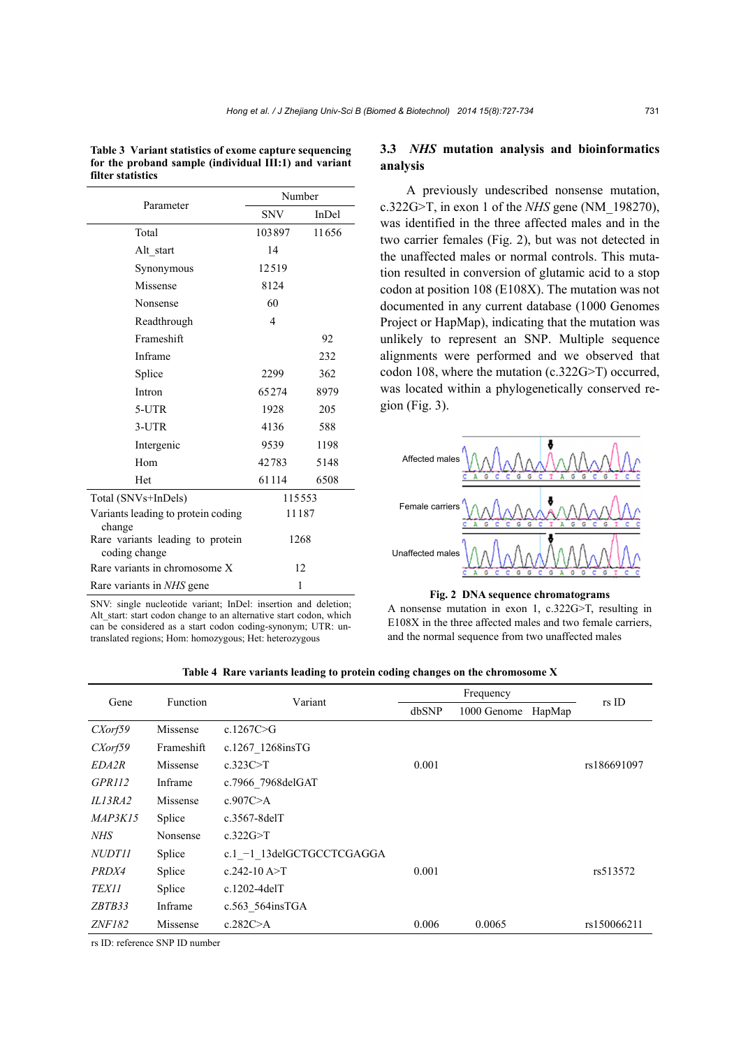**Table 3 Variant statistics of exome capture sequencing for the proband sample (individual III:1) and variant filter statistics**

| Parameter | Number | |
|---|---|---|
| | SNV | InDel |
| Total | 103897 | 11656 |
| Alt_start | 14 | |
| Synonymous | 12519 | |
| Missense | 8124 | |
| Nonsense | 60 | |
| Readthrough | 4 | |
| Frameshift | | 92 |
| Inframe | | 232 |
| Splice | 2299 | 362 |
| Intron | 65274 | 8979 |
| 5-UTR | 1928 | 205 |
| 3-UTR | 4136 | 588 |
| Intergenic | 9539 | 1198 |
| Hom | 42783 | 5148 |
| Het | 61114 | 6508 |
| Total (SNVs+InDels) | 115553 | |
| Variants leading to protein coding change | 11187 | |
| Rare variants leading to protein coding change | 1268 | |
| Rare variants in chromosome X | 12 | |
| Rare variants in *NHS* gene | 1 | |

SNV: single nucleotide variant; InDel: insertion and deletion; Alt_start: start codon change to an alternative start codon, which can be considered as a start codon coding-synonym; UTR: untranslated regions; Hom: homozygous; Het: heterozygous

### 3.3 *NHS* mutation analysis and bioinformatics analysis

A previously undescribed nonsense mutation, c.322G>T, in exon 1 of the *NHS* gene (NM_198270), was identified in the three affected males and in the two carrier females (Fig. 2), but was not detected in the unaffected males or normal controls. This mutation resulted in conversion of glutamic acid to a stop codon at position 108 (E108X). The mutation was not documented in any current database (1000 Genomes Project or HapMap), indicating that the mutation was unlikely to represent an SNP. Multiple sequence alignments were performed and we observed that codon 108, where the mutation (c.322G>T) occurred, was located within a phylogenetically conserved region (Fig. 3).

**Fig. 2 DNA sequence chromatograms**

A nonsense mutation in exon 1, c.322G>T, resulting in E108X in the three affected males and two female carriers, and the normal sequence from two unaffected males

**Table 4 Rare variants leading to protein coding changes on the chromosome X**

| Gene | Function | Variant | Frequency | | | rs ID |
|---|---|---|---|---|---|---|
| | | | dbSNP | 1000 Genome | HapMap | |
| *CXorf59* | Missense | c.1267C>G | | | | |
| *CXorf59* | Frameshift | c.1267_1268insTG | | | | |
| *EDA2R* | Missense | c.323C>T | 0.001 | | | rs186691097 |
| *GPR112* | Inframe | c.7966_7968delGAT | | | | |
| *IL13RA2* | Missense | c.907C>A | | | | |
| *MAP3K15* | Splice | c.3567-8delT | | | | |
| *NHS* | Nonsense | c.322G>T | | | | |
| *NUDT11* | Splice | c.1_−1_13delGCTGCCTCGAGGA | | | | |
| *PRDX4* | Splice | c.242-10 A>T | 0.001 | | | rs513572 |
| *TEX11* | Splice | c.1202-4delT | | | | |
| *ZBTB33* | Inframe | c.563_564insTGA | | | | |
| *ZNF182* | Missense | c.282C>A | 0.006 | 0.0065 | | rs150066211 |

rs ID: reference SNP ID number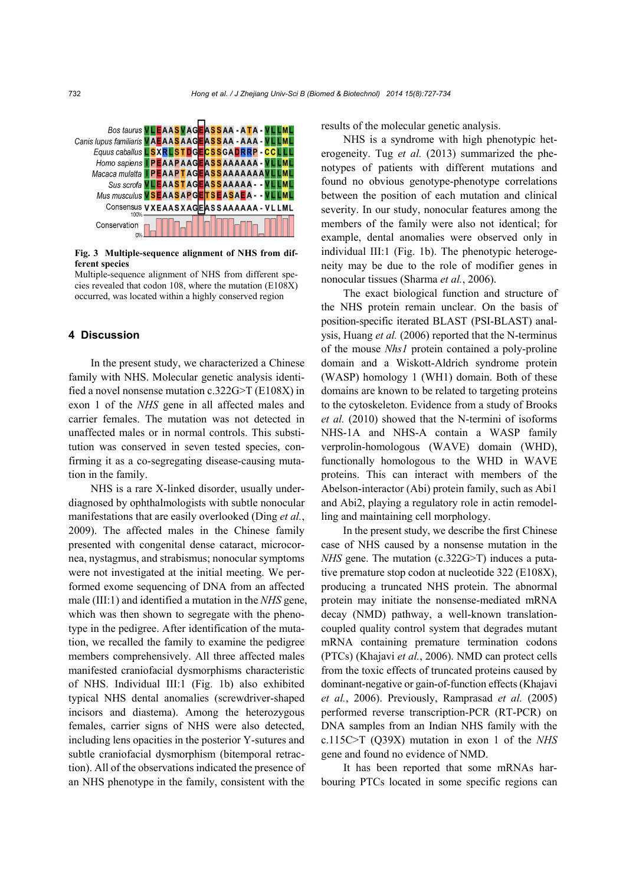```
Bos taurus              VLEAASVAGEASSAA-ATA-VLLML
Canis lupus familiaris  VAEAASAAGEASSAA-AAA-VLLML
Equus caballus          LSXRLSTDGECSSGADRRP-CCLLL
Homo sapiens            IPEAAPAAGEASSAAAAAA-VLLML
Macaca mulatta          IPEAAPTAGEASSAAAAAAAVLLML
Sus scrofa              VLEAASTAGEASSAAAAA--VLLML
Mus musculus            VSEAASAPGETSEASAEA--VLLML
Consensus               VXEAASXAGEASSAAAAAA-VLLML
Conservation (0%–100%)
```

**Fig. 3 Multiple-sequence alignment of NHS from different species**

Multiple-sequence alignment of NHS from different species revealed that codon 108, where the mutation (E108X) occurred, was located within a highly conserved region

## 4 Discussion

In the present study, we characterized a Chinese family with NHS. Molecular genetic analysis identified a novel nonsense mutation c.322G>T (E108X) in exon 1 of the *NHS* gene in all affected males and carrier females. The mutation was not detected in unaffected males or in normal controls. This substitution was conserved in seven tested species, confirming it as a co-segregating disease-causing mutation in the family.

NHS is a rare X-linked disorder, usually underdiagnosed by ophthalmologists with subtle nonocular manifestations that are easily overlooked (Ding *et al.*, 2009). The affected males in the Chinese family presented with congenital dense cataract, microcornea, nystagmus, and strabismus; nonocular symptoms were not investigated at the initial meeting. We performed exome sequencing of DNA from an affected male (III:1) and identified a mutation in the *NHS* gene, which was then shown to segregate with the phenotype in the pedigree. After identification of the mutation, we recalled the family to examine the pedigree members comprehensively. All three affected males manifested craniofacial dysmorphisms characteristic of NHS. Individual III:1 (Fig. 1b) also exhibited typical NHS dental anomalies (screwdriver-shaped incisors and diastema). Among the heterozygous females, carrier signs of NHS were also detected, including lens opacities in the posterior Y-sutures and subtle craniofacial dysmorphism (bitemporal retraction). All of the observations indicated the presence of an NHS phenotype in the family, consistent with the results of the molecular genetic analysis.

NHS is a syndrome with high phenotypic heterogeneity. Tug *et al.* (2013) summarized the phenotypes of patients with different mutations and found no obvious genotype-phenotype correlations between the position of each mutation and clinical severity. In our study, nonocular features among the members of the family were also not identical; for example, dental anomalies were observed only in individual III:1 (Fig. 1b). The phenotypic heterogeneity may be due to the role of modifier genes in nonocular tissues (Sharma *et al.*, 2006).

The exact biological function and structure of the NHS protein remain unclear. On the basis of position-specific iterated BLAST (PSI-BLAST) analysis, Huang *et al.* (2006) reported that the N-terminus of the mouse *Nhs1* protein contained a poly-proline domain and a Wiskott-Aldrich syndrome protein (WASP) homology 1 (WH1) domain. Both of these domains are known to be related to targeting proteins to the cytoskeleton. Evidence from a study of Brooks *et al.* (2010) showed that the N-termini of isoforms NHS-1A and NHS-A contain a WASP family verprolin-homologous (WAVE) domain (WHD), functionally homologous to the WHD in WAVE proteins. This can interact with members of the Abelson-interactor (Abi) protein family, such as Abi1 and Abi2, playing a regulatory role in actin remodelling and maintaining cell morphology.

In the present study, we describe the first Chinese case of NHS caused by a nonsense mutation in the *NHS* gene. The mutation (c.322G>T) induces a putative premature stop codon at nucleotide 322 (E108X), producing a truncated NHS protein. The abnormal protein may initiate the nonsense-mediated mRNA decay (NMD) pathway, a well-known translation-coupled quality control system that degrades mutant mRNA containing premature termination codons (PTCs) (Khajavi *et al.*, 2006). NMD can protect cells from the toxic effects of truncated proteins caused by dominant-negative or gain-of-function effects (Khajavi *et al.*, 2006). Previously, Ramprasad *et al.* (2005) performed reverse transcription-PCR (RT-PCR) on DNA samples from an Indian NHS family with the c.115C>T (Q39X) mutation in exon 1 of the *NHS* gene and found no evidence of NMD.

It has been reported that some mRNAs harbouring PTCs located in some specific regions can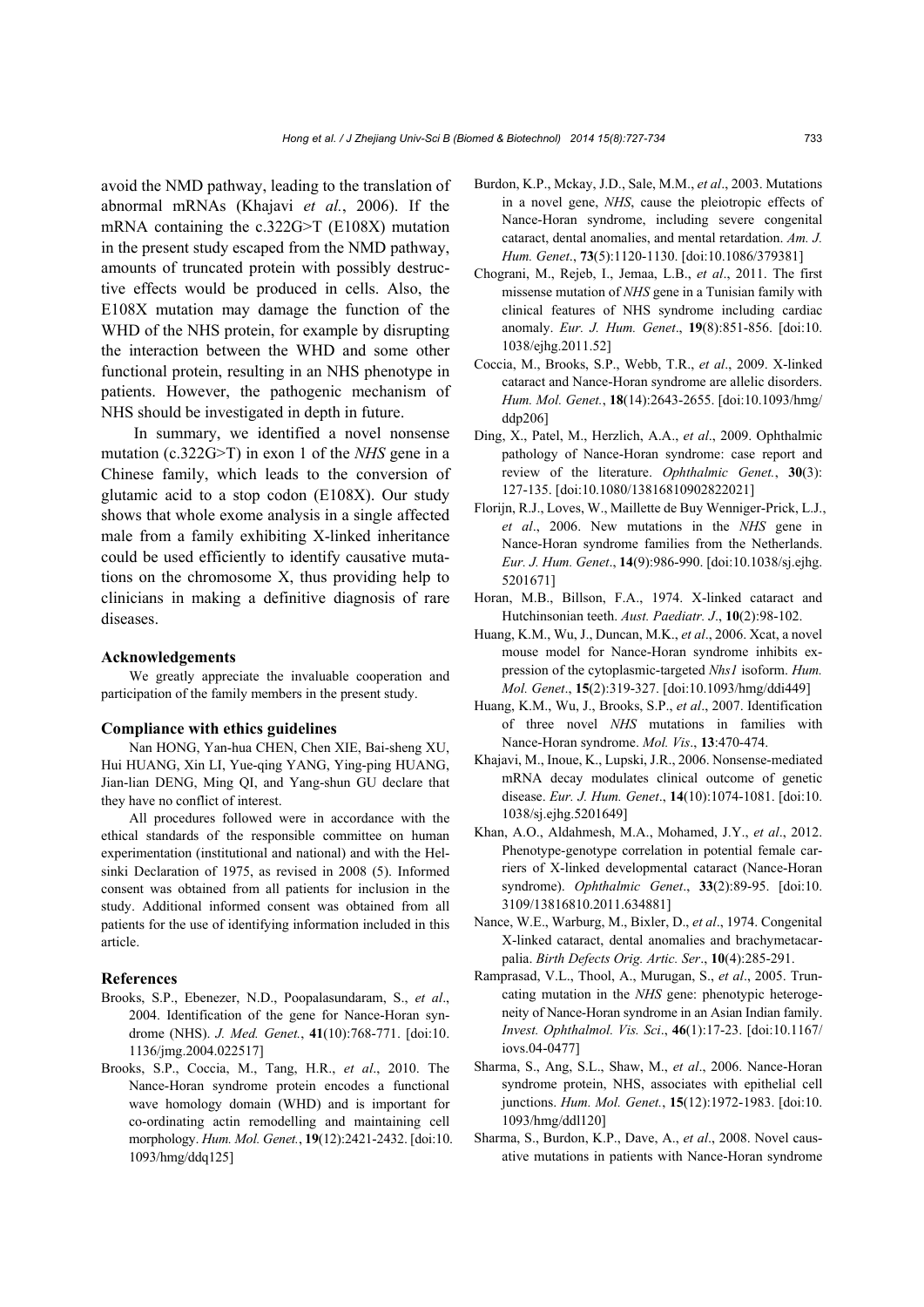avoid the NMD pathway, leading to the translation of abnormal mRNAs (Khajavi *et al.*, 2006). If the mRNA containing the c.322G>T (E108X) mutation in the present study escaped from the NMD pathway, amounts of truncated protein with possibly destructive effects would be produced in cells. Also, the E108X mutation may damage the function of the WHD of the NHS protein, for example by disrupting the interaction between the WHD and some other functional protein, resulting in an NHS phenotype in patients. However, the pathogenic mechanism of NHS should be investigated in depth in future.

In summary, we identified a novel nonsense mutation (c.322G>T) in exon 1 of the *NHS* gene in a Chinese family, which leads to the conversion of glutamic acid to a stop codon (E108X). Our study shows that whole exome analysis in a single affected male from a family exhibiting X-linked inheritance could be used efficiently to identify causative mutations on the chromosome X, thus providing help to clinicians in making a definitive diagnosis of rare diseases.

### Acknowledgements

We greatly appreciate the invaluable cooperation and participation of the family members in the present study.

### Compliance with ethics guidelines

Nan HONG, Yan-hua CHEN, Chen XIE, Bai-sheng XU, Hui HUANG, Xin LI, Yue-qing YANG, Ying-ping HUANG, Jian-lian DENG, Ming QI, and Yang-shun GU declare that they have no conflict of interest.

All procedures followed were in accordance with the ethical standards of the responsible committee on human experimentation (institutional and national) and with the Helsinki Declaration of 1975, as revised in 2008 (5). Informed consent was obtained from all patients for inclusion in the study. Additional informed consent was obtained from all patients for the use of identifying information included in this article.

### References

Brooks, S.P., Ebenezer, N.D., Poopalasundaram, S., *et al*., 2004. Identification of the gene for Nance-Horan syndrome (NHS). *J. Med. Genet.*, **41**(10):768-771. [doi:10.1136/jmg.2004.022517]

Brooks, S.P., Coccia, M., Tang, H.R., *et al*., 2010. The Nance-Horan syndrome protein encodes a functional wave homology domain (WHD) and is important for co-ordinating actin remodelling and maintaining cell morphology. *Hum. Mol. Genet.*, **19**(12):2421-2432. [doi:10.1093/hmg/ddq125]

Burdon, K.P., Mckay, J.D., Sale, M.M., *et al*., 2003. Mutations in a novel gene, *NHS*, cause the pleiotropic effects of Nance-Horan syndrome, including severe congenital cataract, dental anomalies, and mental retardation. *Am. J. Hum. Genet*., **73**(5):1120-1130. [doi:10.1086/379381]

Chograni, M., Rejeb, I., Jemaa, L.B., *et al*., 2011. The first missense mutation of *NHS* gene in a Tunisian family with clinical features of NHS syndrome including cardiac anomaly. *Eur. J. Hum. Genet*., **19**(8):851-856. [doi:10.1038/ejhg.2011.52]

Coccia, M., Brooks, S.P., Webb, T.R., *et al*., 2009. X-linked cataract and Nance-Horan syndrome are allelic disorders. *Hum. Mol. Genet.*, **18**(14):2643-2655. [doi:10.1093/hmg/ddp206]

Ding, X., Patel, M., Herzlich, A.A., *et al*., 2009. Ophthalmic pathology of Nance-Horan syndrome: case report and review of the literature. *Ophthalmic Genet.*, **30**(3): 127-135. [doi:10.1080/13816810902822021]

Florijn, R.J., Loves, W., Maillette de Buy Wenniger-Prick, L.J., *et al*., 2006. New mutations in the *NHS* gene in Nance-Horan syndrome families from the Netherlands. *Eur. J. Hum. Genet*., **14**(9):986-990. [doi:10.1038/sj.ejhg.5201671]

Horan, M.B., Billson, F.A., 1974. X-linked cataract and Hutchinsonian teeth. *Aust. Paediatr. J*., **10**(2):98-102.

Huang, K.M., Wu, J., Duncan, M.K., *et al*., 2006. Xcat, a novel mouse model for Nance-Horan syndrome inhibits expression of the cytoplasmic-targeted *Nhs1* isoform. *Hum. Mol. Genet*., **15**(2):319-327. [doi:10.1093/hmg/ddi449]

Huang, K.M., Wu, J., Brooks, S.P., *et al*., 2007. Identification of three novel *NHS* mutations in families with Nance-Horan syndrome. *Mol. Vis*., **13**:470-474.

Khajavi, M., Inoue, K., Lupski, J.R., 2006. Nonsense-mediated mRNA decay modulates clinical outcome of genetic disease. *Eur. J. Hum. Genet*., **14**(10):1074-1081. [doi:10.1038/sj.ejhg.5201649]

Khan, A.O., Aldahmesh, M.A., Mohamed, J.Y., *et al*., 2012. Phenotype-genotype correlation in potential female carriers of X-linked developmental cataract (Nance-Horan syndrome). *Ophthalmic Genet*., **33**(2):89-95. [doi:10.3109/13816810.2011.634881]

Nance, W.E., Warburg, M., Bixler, D., *et al*., 1974. Congenital X-linked cataract, dental anomalies and brachymetacarpalia. *Birth Defects Orig. Artic. Ser*., **10**(4):285-291.

Ramprasad, V.L., Thool, A., Murugan, S., *et al*., 2005. Truncating mutation in the *NHS* gene: phenotypic heterogeneity of Nance-Horan syndrome in an Asian Indian family. *Invest. Ophthalmol. Vis. Sci*., **46**(1):17-23. [doi:10.1167/iovs.04-0477]

Sharma, S., Ang, S.L., Shaw, M., *et al*., 2006. Nance-Horan syndrome protein, NHS, associates with epithelial cell junctions. *Hum. Mol. Genet.*, **15**(12):1972-1983. [doi:10.1093/hmg/ddl120]

Sharma, S., Burdon, K.P., Dave, A., *et al*., 2008. Novel causative mutations in patients with Nance-Horan syndrome